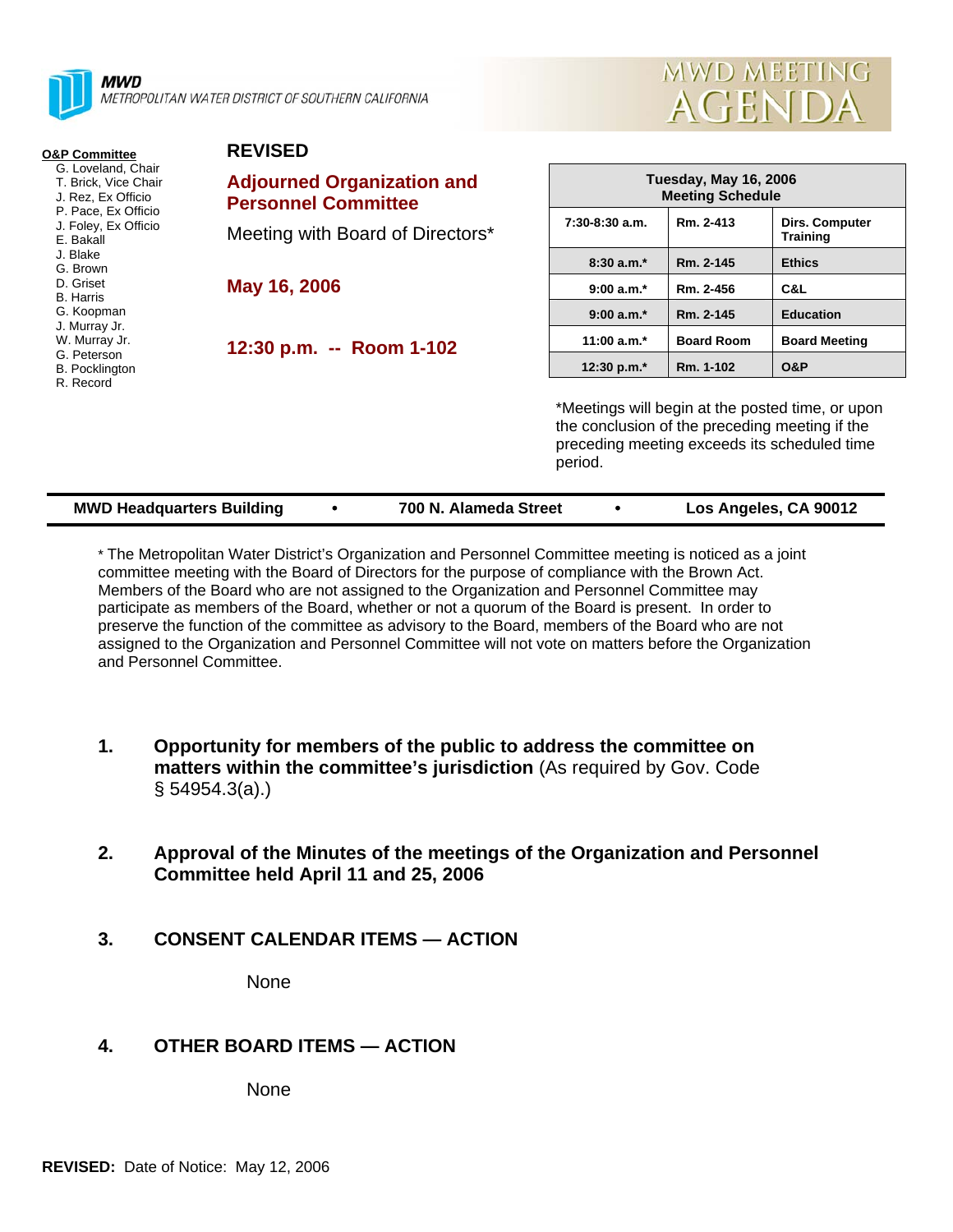**MWD**
*METROPOLITAN WATER DISTRICT OF SOUTHERN CALIFORNIA*

# MWD MEETING AGENDA

**O&P Committee**
- G. Loveland, Chair
- T. Brick, Vice Chair
- J. Rez, Ex Officio
- P. Pace, Ex Officio
- J. Foley, Ex Officio
- E. Bakall
- J. Blake
- G. Brown
- D. Griset
- B. Harris
- G. Koopman
- J. Murray Jr.
- W. Murray Jr.
- G. Peterson
- B. Pocklington
- R. Record

**REVISED**

## Adjourned Organization and Personnel Committee

Meeting with Board of Directors*

**May 16, 2006**

**12:30 p.m. -- Room 1-102**

| Tuesday, May 16, 2006 Meeting Schedule | | |
|---|---|---|
| 7:30-8:30 a.m. | Rm. 2-413 | Dirs. Computer Training |
| 8:30 a.m.* | Rm. 2-145 | Ethics |
| 9:00 a.m.* | Rm. 2-456 | C&L |
| 9:00 a.m.* | Rm. 2-145 | Education |
| 11:00 a.m.* | Board Room | Board Meeting |
| 12:30 p.m.* | Rm. 1-102 | O&P |

*Meetings will begin at the posted time, or upon the conclusion of the preceding meeting if the preceding meeting exceeds its scheduled time period.

**MWD Headquarters Building • 700 N. Alameda Street • Los Angeles, CA 90012**

* The Metropolitan Water District's Organization and Personnel Committee meeting is noticed as a joint committee meeting with the Board of Directors for the purpose of compliance with the Brown Act. Members of the Board who are not assigned to the Organization and Personnel Committee may participate as members of the Board, whether or not a quorum of the Board is present. In order to preserve the function of the committee as advisory to the Board, members of the Board who are not assigned to the Organization and Personnel Committee will not vote on matters before the Organization and Personnel Committee.

1. **Opportunity for members of the public to address the committee on matters within the committee's jurisdiction** (As required by Gov. Code § 54954.3(a).)

2. **Approval of the Minutes of the meetings of the Organization and Personnel Committee held April 11 and 25, 2006**

3. **CONSENT CALENDAR ITEMS — ACTION**

   None

4. **OTHER BOARD ITEMS — ACTION**

   None

**REVISED:** Date of Notice: May 12, 2006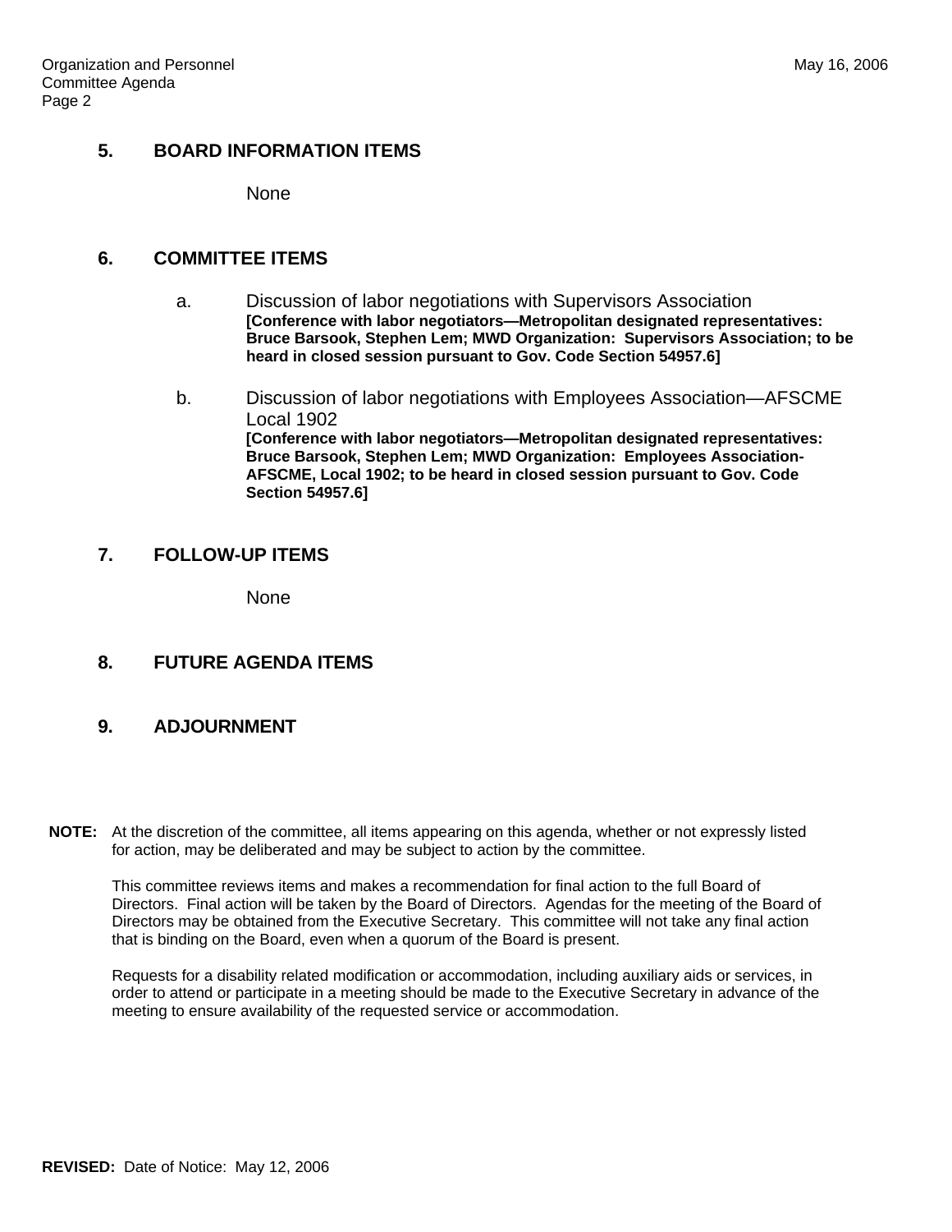## 5. BOARD INFORMATION ITEMS

None

## 6. COMMITTEE ITEMS

a. Discussion of labor negotiations with Supervisors Association
**[Conference with labor negotiators—Metropolitan designated representatives: Bruce Barsook, Stephen Lem; MWD Organization: Supervisors Association; to be heard in closed session pursuant to Gov. Code Section 54957.6]**

b. Discussion of labor negotiations with Employees Association—AFSCME Local 1902
**[Conference with labor negotiators—Metropolitan designated representatives: Bruce Barsook, Stephen Lem; MWD Organization: Employees Association-AFSCME, Local 1902; to be heard in closed session pursuant to Gov. Code Section 54957.6]**

## 7. FOLLOW-UP ITEMS

None

## 8. FUTURE AGENDA ITEMS

## 9. ADJOURNMENT

**NOTE:** At the discretion of the committee, all items appearing on this agenda, whether or not expressly listed for action, may be deliberated and may be subject to action by the committee.

This committee reviews items and makes a recommendation for final action to the full Board of Directors. Final action will be taken by the Board of Directors. Agendas for the meeting of the Board of Directors may be obtained from the Executive Secretary. This committee will not take any final action that is binding on the Board, even when a quorum of the Board is present.

Requests for a disability related modification or accommodation, including auxiliary aids or services, in order to attend or participate in a meeting should be made to the Executive Secretary in advance of the meeting to ensure availability of the requested service or accommodation.

**REVISED:** Date of Notice: May 12, 2006